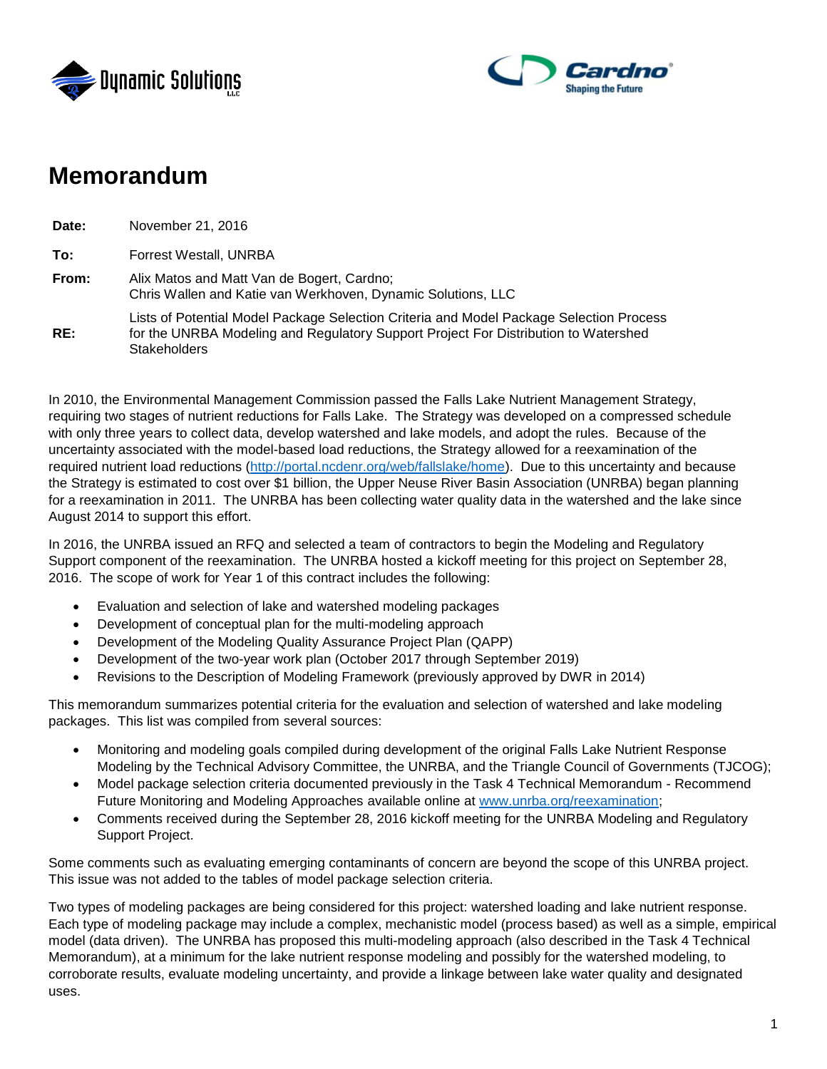# Memorandum

| | |
|---|---|
| **Date:** | November 21, 2016 |
| **To:** | Forrest Westall, UNRBA |
| **From:** | Alix Matos and Matt Van de Bogert, Cardno; Chris Wallen and Katie van Werkhoven, Dynamic Solutions, LLC |
| **RE:** | Lists of Potential Model Package Selection Criteria and Model Package Selection Process for the UNRBA Modeling and Regulatory Support Project For Distribution to Watershed Stakeholders |

In 2010, the Environmental Management Commission passed the Falls Lake Nutrient Management Strategy, requiring two stages of nutrient reductions for Falls Lake. The Strategy was developed on a compressed schedule with only three years to collect data, develop watershed and lake models, and adopt the rules. Because of the uncertainty associated with the model-based load reductions, the Strategy allowed for a reexamination of the required nutrient load reductions (http://portal.ncdenr.org/web/fallslake/home). Due to this uncertainty and because the Strategy is estimated to cost over $1 billion, the Upper Neuse River Basin Association (UNRBA) began planning for a reexamination in 2011. The UNRBA has been collecting water quality data in the watershed and the lake since August 2014 to support this effort.

In 2016, the UNRBA issued an RFQ and selected a team of contractors to begin the Modeling and Regulatory Support component of the reexamination. The UNRBA hosted a kickoff meeting for this project on September 28, 2016. The scope of work for Year 1 of this contract includes the following:

- Evaluation and selection of lake and watershed modeling packages
- Development of conceptual plan for the multi-modeling approach
- Development of the Modeling Quality Assurance Project Plan (QAPP)
- Development of the two-year work plan (October 2017 through September 2019)
- Revisions to the Description of Modeling Framework (previously approved by DWR in 2014)

This memorandum summarizes potential criteria for the evaluation and selection of watershed and lake modeling packages. This list was compiled from several sources:

- Monitoring and modeling goals compiled during development of the original Falls Lake Nutrient Response Modeling by the Technical Advisory Committee, the UNRBA, and the Triangle Council of Governments (TJCOG);
- Model package selection criteria documented previously in the Task 4 Technical Memorandum - Recommend Future Monitoring and Modeling Approaches available online at www.unrba.org/reexamination;
- Comments received during the September 28, 2016 kickoff meeting for the UNRBA Modeling and Regulatory Support Project.

Some comments such as evaluating emerging contaminants of concern are beyond the scope of this UNRBA project. This issue was not added to the tables of model package selection criteria.

Two types of modeling packages are being considered for this project: watershed loading and lake nutrient response. Each type of modeling package may include a complex, mechanistic model (process based) as well as a simple, empirical model (data driven). The UNRBA has proposed this multi-modeling approach (also described in the Task 4 Technical Memorandum), at a minimum for the lake nutrient response modeling and possibly for the watershed modeling, to corroborate results, evaluate modeling uncertainty, and provide a linkage between lake water quality and designated uses.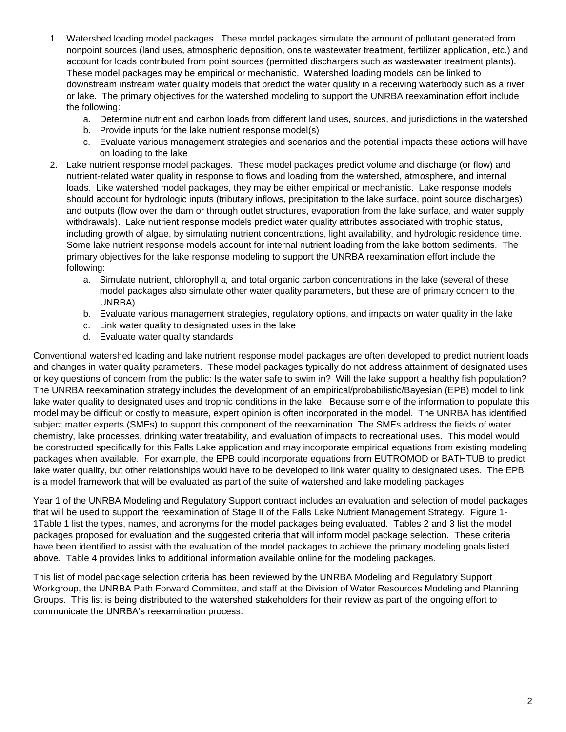1. Watershed loading model packages. These model packages simulate the amount of pollutant generated from nonpoint sources (land uses, atmospheric deposition, onsite wastewater treatment, fertilizer application, etc.) and account for loads contributed from point sources (permitted dischargers such as wastewater treatment plants). These model packages may be empirical or mechanistic. Watershed loading models can be linked to downstream instream water quality models that predict the water quality in a receiving waterbody such as a river or lake. The primary objectives for the watershed modeling to support the UNRBA reexamination effort include the following:
    a. Determine nutrient and carbon loads from different land uses, sources, and jurisdictions in the watershed
    b. Provide inputs for the lake nutrient response model(s)
    c. Evaluate various management strategies and scenarios and the potential impacts these actions will have on loading to the lake
2. Lake nutrient response model packages. These model packages predict volume and discharge (or flow) and nutrient-related water quality in response to flows and loading from the watershed, atmosphere, and internal loads. Like watershed model packages, they may be either empirical or mechanistic. Lake response models should account for hydrologic inputs (tributary inflows, precipitation to the lake surface, point source discharges) and outputs (flow over the dam or through outlet structures, evaporation from the lake surface, and water supply withdrawals). Lake nutrient response models predict water quality attributes associated with trophic status, including growth of algae, by simulating nutrient concentrations, light availability, and hydrologic residence time. Some lake nutrient response models account for internal nutrient loading from the lake bottom sediments. The primary objectives for the lake response modeling to support the UNRBA reexamination effort include the following:
    a. Simulate nutrient, chlorophyll *a,* and total organic carbon concentrations in the lake (several of these model packages also simulate other water quality parameters, but these are of primary concern to the UNRBA)
    b. Evaluate various management strategies, regulatory options, and impacts on water quality in the lake
    c. Link water quality to designated uses in the lake
    d. Evaluate water quality standards

Conventional watershed loading and lake nutrient response model packages are often developed to predict nutrient loads and changes in water quality parameters. These model packages typically do not address attainment of designated uses or key questions of concern from the public: Is the water safe to swim in? Will the lake support a healthy fish population? The UNRBA reexamination strategy includes the development of an empirical/probabilistic/Bayesian (EPB) model to link lake water quality to designated uses and trophic conditions in the lake. Because some of the information to populate this model may be difficult or costly to measure, expert opinion is often incorporated in the model. The UNRBA has identified subject matter experts (SMEs) to support this component of the reexamination. The SMEs address the fields of water chemistry, lake processes, drinking water treatability, and evaluation of impacts to recreational uses. This model would be constructed specifically for this Falls Lake application and may incorporate empirical equations from existing modeling packages when available. For example, the EPB could incorporate equations from EUTROMOD or BATHTUB to predict lake water quality, but other relationships would have to be developed to link water quality to designated uses. The EPB is a model framework that will be evaluated as part of the suite of watershed and lake modeling packages.

Year 1 of the UNRBA Modeling and Regulatory Support contract includes an evaluation and selection of model packages that will be used to support the reexamination of Stage II of the Falls Lake Nutrient Management Strategy. Figure 1-1Table 1 list the types, names, and acronyms for the model packages being evaluated. Tables 2 and 3 list the model packages proposed for evaluation and the suggested criteria that will inform model package selection. These criteria have been identified to assist with the evaluation of the model packages to achieve the primary modeling goals listed above. Table 4 provides links to additional information available online for the modeling packages.

This list of model package selection criteria has been reviewed by the UNRBA Modeling and Regulatory Support Workgroup, the UNRBA Path Forward Committee, and staff at the Division of Water Resources Modeling and Planning Groups. This list is being distributed to the watershed stakeholders for their review as part of the ongoing effort to communicate the UNRBA's reexamination process.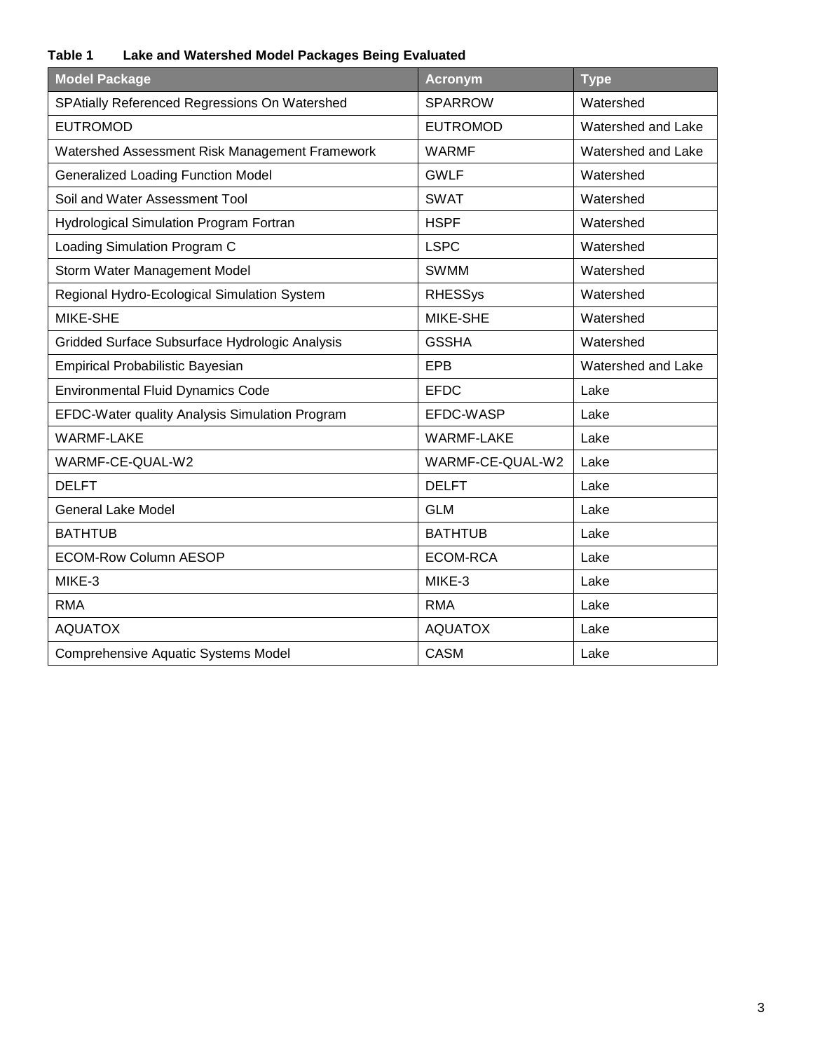**Table 1 Lake and Watershed Model Packages Being Evaluated**

| Model Package | Acronym | Type |
|---|---|---|
| SPAtially Referenced Regressions On Watershed | SPARROW | Watershed |
| EUTROMOD | EUTROMOD | Watershed and Lake |
| Watershed Assessment Risk Management Framework | WARMF | Watershed and Lake |
| Generalized Loading Function Model | GWLF | Watershed |
| Soil and Water Assessment Tool | SWAT | Watershed |
| Hydrological Simulation Program Fortran | HSPF | Watershed |
| Loading Simulation Program C | LSPC | Watershed |
| Storm Water Management Model | SWMM | Watershed |
| Regional Hydro-Ecological Simulation System | RHESSys | Watershed |
| MIKE-SHE | MIKE-SHE | Watershed |
| Gridded Surface Subsurface Hydrologic Analysis | GSSHA | Watershed |
| Empirical Probabilistic Bayesian | EPB | Watershed and Lake |
| Environmental Fluid Dynamics Code | EFDC | Lake |
| EFDC-Water quality Analysis Simulation Program | EFDC-WASP | Lake |
| WARMF-LAKE | WARMF-LAKE | Lake |
| WARMF-CE-QUAL-W2 | WARMF-CE-QUAL-W2 | Lake |
| DELFT | DELFT | Lake |
| General Lake Model | GLM | Lake |
| BATHTUB | BATHTUB | Lake |
| ECOM-Row Column AESOP | ECOM-RCA | Lake |
| MIKE-3 | MIKE-3 | Lake |
| RMA | RMA | Lake |
| AQUATOX | AQUATOX | Lake |
| Comprehensive Aquatic Systems Model | CASM | Lake |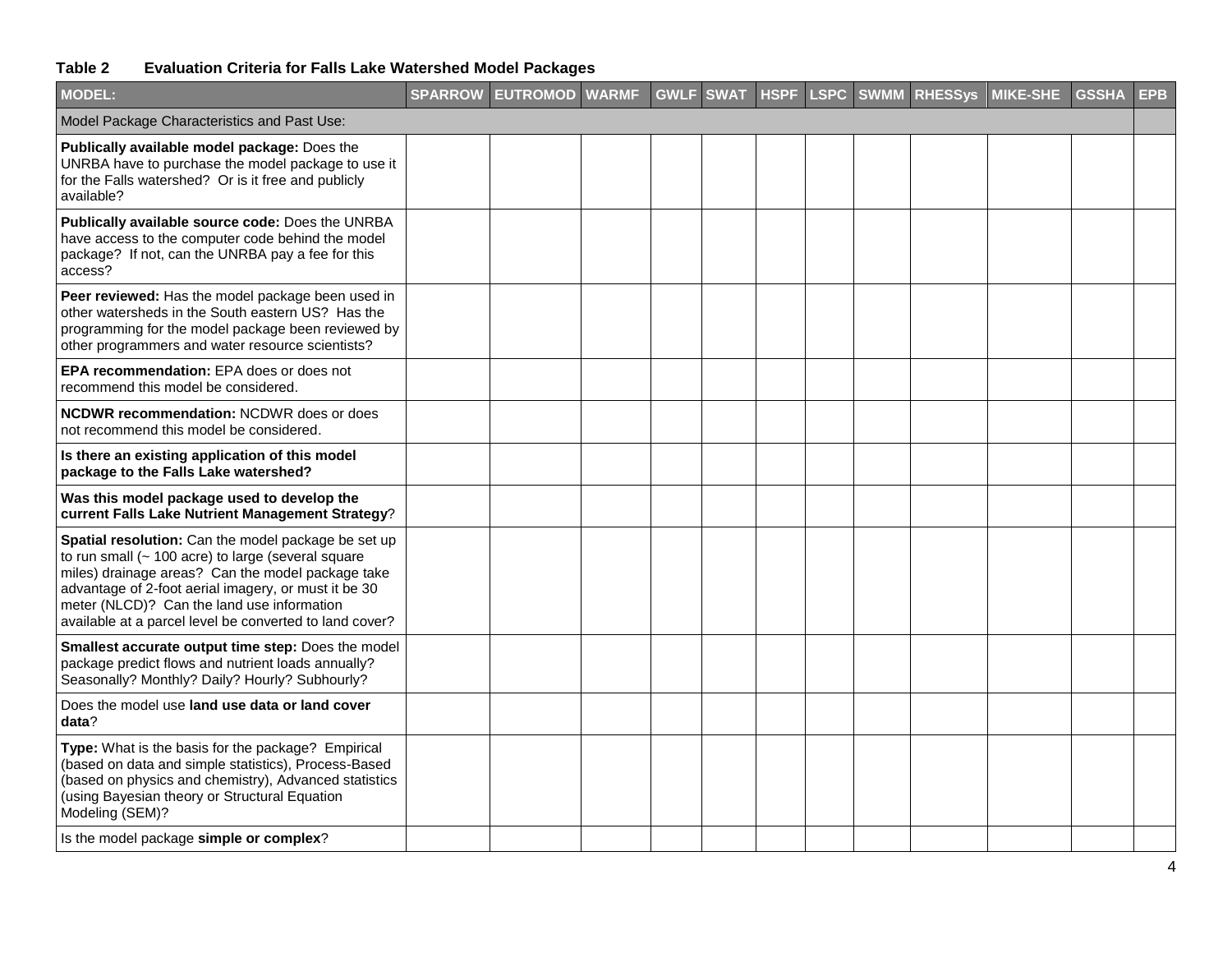**Table 2 Evaluation Criteria for Falls Lake Watershed Model Packages**

| MODEL: | SPARROW | EUTROMOD | WARMF | GWLF | SWAT | HSPF | LSPC | SWMM | RHESSys | MIKE-SHE | GSSHA | EPB |
|---|---|---|---|---|---|---|---|---|---|---|---|---|
| Model Package Characteristics and Past Use: | | | | | | | | | | | | |
| **Publically available model package:** Does the UNRBA have to purchase the model package to use it for the Falls watershed? Or is it free and publicly available? | | | | | | | | | | | | |
| **Publically available source code:** Does the UNRBA have access to the computer code behind the model package? If not, can the UNRBA pay a fee for this access? | | | | | | | | | | | | |
| **Peer reviewed:** Has the model package been used in other watersheds in the South eastern US? Has the programming for the model package been reviewed by other programmers and water resource scientists? | | | | | | | | | | | | |
| **EPA recommendation:** EPA does or does not recommend this model be considered. | | | | | | | | | | | | |
| **NCDWR recommendation:** NCDWR does or does not recommend this model be considered. | | | | | | | | | | | | |
| **Is there an existing application of this model package to the Falls Lake watershed?** | | | | | | | | | | | | |
| **Was this model package used to develop the current Falls Lake Nutrient Management Strategy**? | | | | | | | | | | | | |
| **Spatial resolution:** Can the model package be set up to run small (~ 100 acre) to large (several square miles) drainage areas? Can the model package take advantage of 2-foot aerial imagery, or must it be 30 meter (NLCD)? Can the land use information available at a parcel level be converted to land cover? | | | | | | | | | | | | |
| **Smallest accurate output time step:** Does the model package predict flows and nutrient loads annually? Seasonally? Monthly? Daily? Hourly? Subhourly? | | | | | | | | | | | | |
| Does the model use **land use data or land cover data**? | | | | | | | | | | | | |
| **Type:** What is the basis for the package? Empirical (based on data and simple statistics), Process-Based (based on physics and chemistry), Advanced statistics (using Bayesian theory or Structural Equation Modeling (SEM)? | | | | | | | | | | | | |
| Is the model package **simple or complex**? | | | | | | | | | | | | |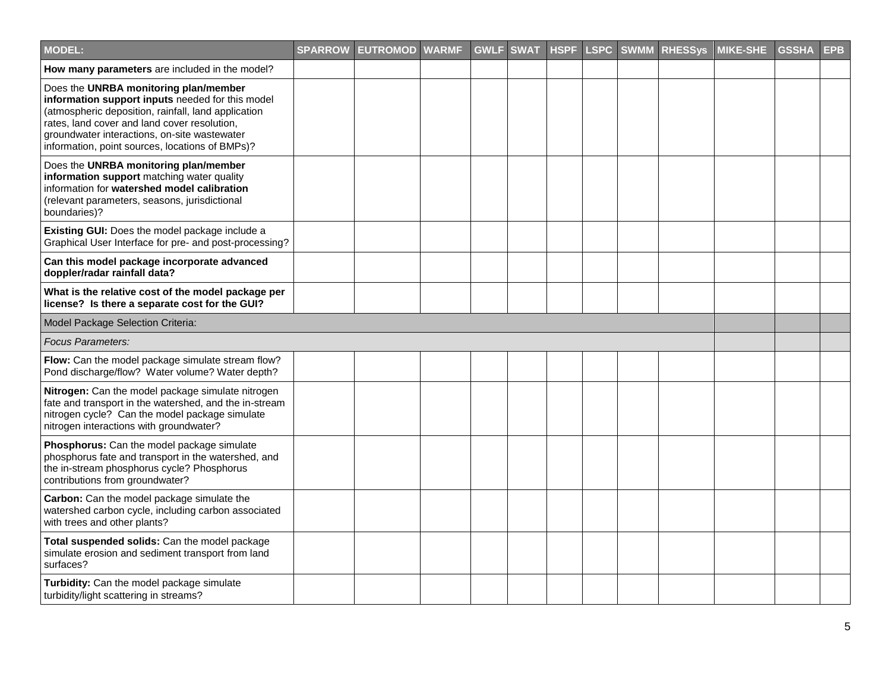| MODEL: | SPARROW | EUTROMOD | WARMF | GWLF | SWAT | HSPF | LSPC | SWMM | RHESSys | MIKE-SHE | GSSHA | EPB |
|---|---|---|---|---|---|---|---|---|---|---|---|---|
| **How many parameters** are included in the model? | | | | | | | | | | | | |
| Does the **UNRBA monitoring plan/member information support inputs** needed for this model (atmospheric deposition, rainfall, land application rates, land cover and land cover resolution, groundwater interactions, on-site wastewater information, point sources, locations of BMPs)? | | | | | | | | | | | | |
| Does the **UNRBA monitoring plan/member information support** matching water quality information for **watershed model calibration** (relevant parameters, seasons, jurisdictional boundaries)? | | | | | | | | | | | | |
| **Existing GUI:** Does the model package include a Graphical User Interface for pre- and post-processing? | | | | | | | | | | | | |
| **Can this model package incorporate advanced doppler/radar rainfall data?** | | | | | | | | | | | | |
| **What is the relative cost of the model package per license? Is there a separate cost for the GUI?** | | | | | | | | | | | | |
| Model Package Selection Criteria: | | | | | | | | | | | | |
| *Focus Parameters:* | | | | | | | | | | | | |
| **Flow:** Can the model package simulate stream flow? Pond discharge/flow? Water volume? Water depth? | | | | | | | | | | | | |
| **Nitrogen:** Can the model package simulate nitrogen fate and transport in the watershed, and the in-stream nitrogen cycle? Can the model package simulate nitrogen interactions with groundwater? | | | | | | | | | | | | |
| **Phosphorus:** Can the model package simulate phosphorus fate and transport in the watershed, and the in-stream phosphorus cycle? Phosphorus contributions from groundwater? | | | | | | | | | | | | |
| **Carbon:** Can the model package simulate the watershed carbon cycle, including carbon associated with trees and other plants? | | | | | | | | | | | | |
| **Total suspended solids:** Can the model package simulate erosion and sediment transport from land surfaces? | | | | | | | | | | | | |
| **Turbidity:** Can the model package simulate turbidity/light scattering in streams? | | | | | | | | | | | | |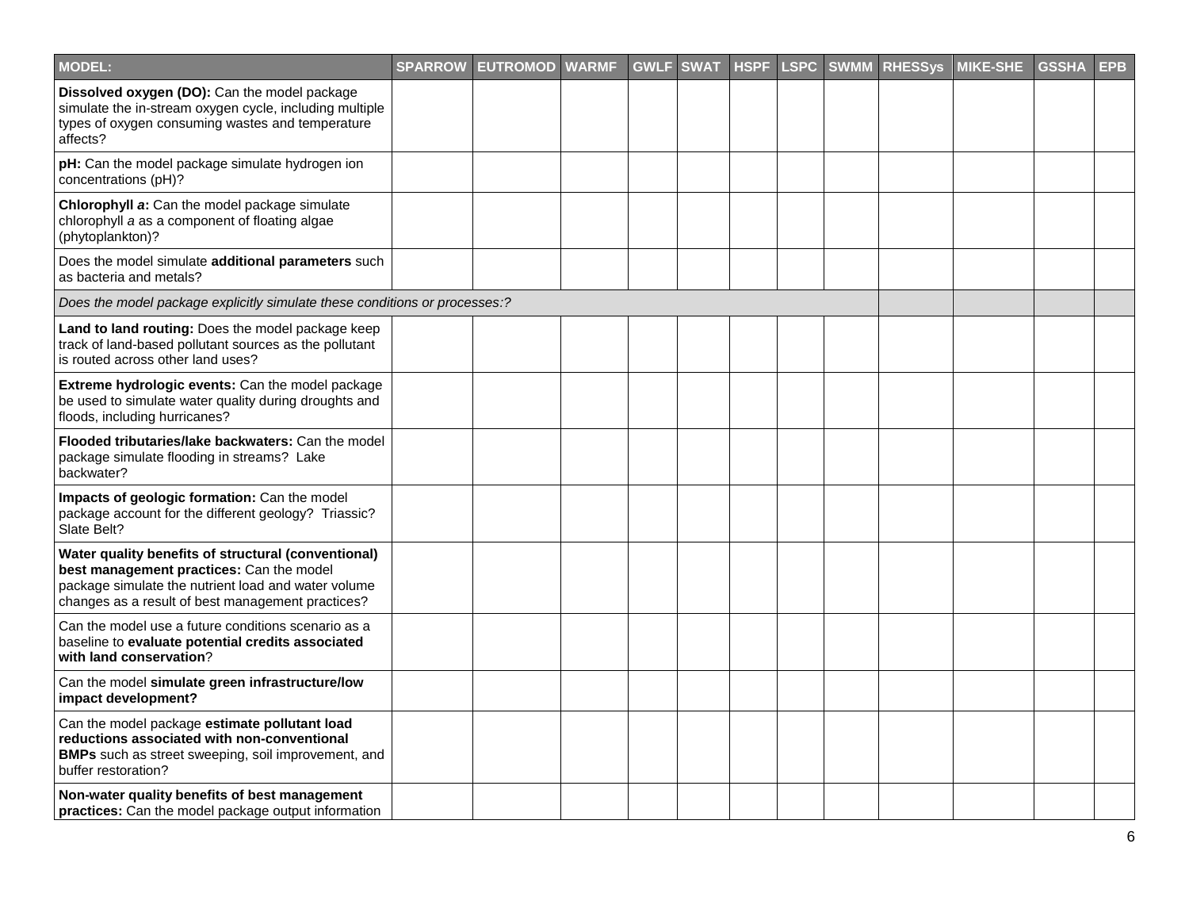| MODEL: | SPARROW | EUTROMOD | WARMF | GWLF | SWAT | HSPF | LSPC | SWMM | RHESSys | MIKE-SHE | GSSHA | EPB |
|---|---|---|---|---|---|---|---|---|---|---|---|---|
| **Dissolved oxygen (DO):** Can the model package simulate the in-stream oxygen cycle, including multiple types of oxygen consuming wastes and temperature affects? | | | | | | | | | | | | |
| **pH:** Can the model package simulate hydrogen ion concentrations (pH)? | | | | | | | | | | | | |
| **Chlorophyll *a*:** Can the model package simulate chlorophyll *a* as a component of floating algae (phytoplankton)? | | | | | | | | | | | | |
| Does the model simulate **additional parameters** such as bacteria and metals? | | | | | | | | | | | | |
| *Does the model package explicitly simulate these conditions or processes:?* | | | | | | | | | | | | |
| **Land to land routing:** Does the model package keep track of land-based pollutant sources as the pollutant is routed across other land uses? | | | | | | | | | | | | |
| **Extreme hydrologic events:** Can the model package be used to simulate water quality during droughts and floods, including hurricanes? | | | | | | | | | | | | |
| **Flooded tributaries/lake backwaters:** Can the model package simulate flooding in streams? Lake backwater? | | | | | | | | | | | | |
| **Impacts of geologic formation:** Can the model package account for the different geology? Triassic? Slate Belt? | | | | | | | | | | | | |
| **Water quality benefits of structural (conventional) best management practices:** Can the model package simulate the nutrient load and water volume changes as a result of best management practices? | | | | | | | | | | | | |
| Can the model use a future conditions scenario as a baseline to **evaluate potential credits associated with land conservation**? | | | | | | | | | | | | |
| Can the model **simulate green infrastructure/low impact development?** | | | | | | | | | | | | |
| Can the model package **estimate pollutant load reductions associated with non-conventional BMPs** such as street sweeping, soil improvement, and buffer restoration? | | | | | | | | | | | | |
| **Non-water quality benefits of best management practices:** Can the model package output information | | | | | | | | | | | | |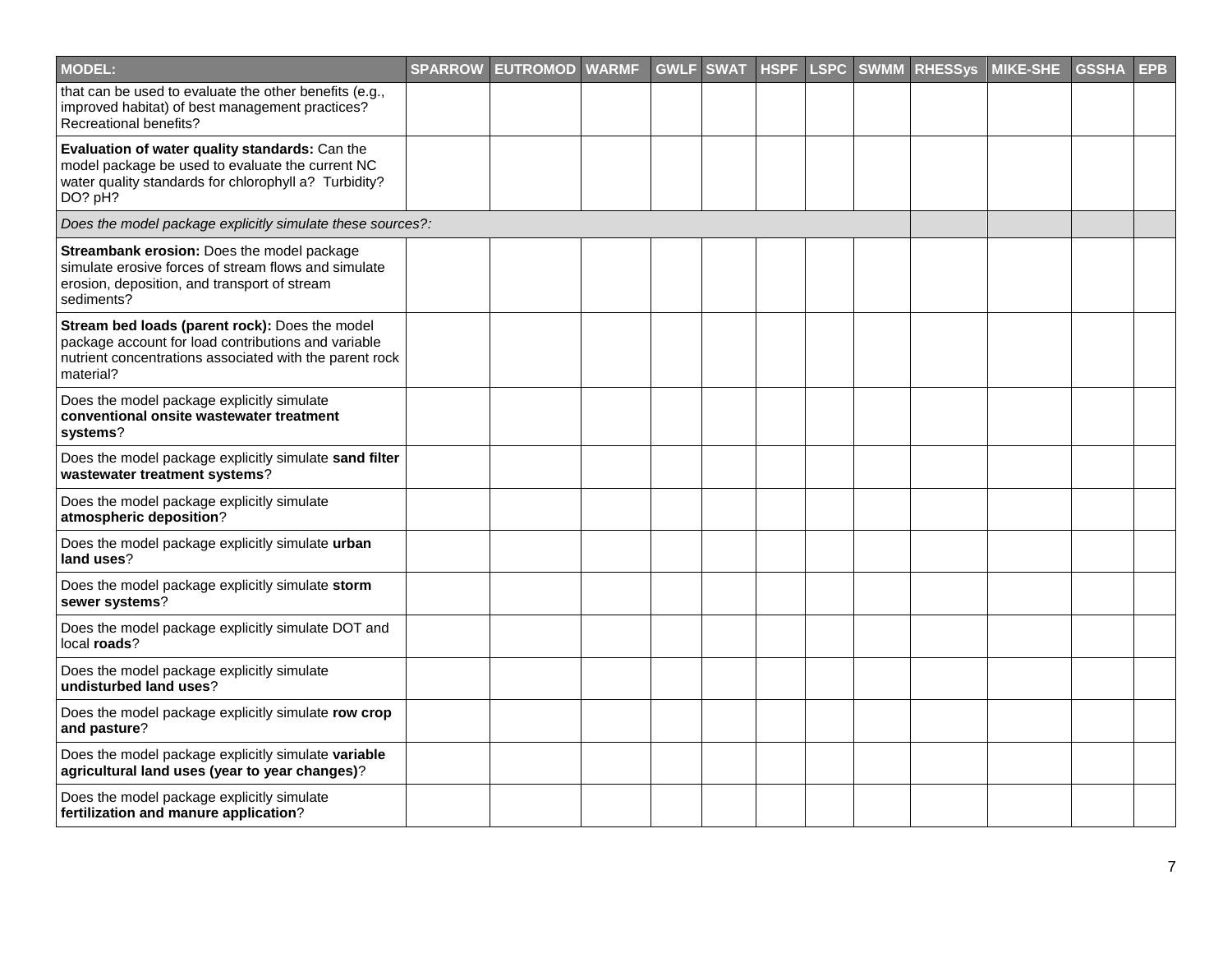| MODEL: | SPARROW | EUTROMOD | WARMF | GWLF | SWAT | HSPF | LSPC | SWMM | RHESSys | MIKE-SHE | GSSHA | EPB |
|---|---|---|---|---|---|---|---|---|---|---|---|---|
| that can be used to evaluate the other benefits (e.g., improved habitat) of best management practices? Recreational benefits? | | | | | | | | | | | | |
| **Evaluation of water quality standards:** Can the model package be used to evaluate the current NC water quality standards for chlorophyll a? Turbidity? DO? pH? | | | | | | | | | | | | |
| *Does the model package explicitly simulate these sources?:* | | | | | | | | | | | | |
| **Streambank erosion:** Does the model package simulate erosive forces of stream flows and simulate erosion, deposition, and transport of stream sediments? | | | | | | | | | | | | |
| **Stream bed loads (parent rock):** Does the model package account for load contributions and variable nutrient concentrations associated with the parent rock material? | | | | | | | | | | | | |
| Does the model package explicitly simulate **conventional onsite wastewater treatment systems**? | | | | | | | | | | | | |
| Does the model package explicitly simulate **sand filter wastewater treatment systems**? | | | | | | | | | | | | |
| Does the model package explicitly simulate **atmospheric deposition**? | | | | | | | | | | | | |
| Does the model package explicitly simulate **urban land uses**? | | | | | | | | | | | | |
| Does the model package explicitly simulate **storm sewer systems**? | | | | | | | | | | | | |
| Does the model package explicitly simulate DOT and local **roads**? | | | | | | | | | | | | |
| Does the model package explicitly simulate **undisturbed land uses**? | | | | | | | | | | | | |
| Does the model package explicitly simulate **row crop and pasture**? | | | | | | | | | | | | |
| Does the model package explicitly simulate **variable agricultural land uses (year to year changes)**? | | | | | | | | | | | | |
| Does the model package explicitly simulate **fertilization and manure application**? | | | | | | | | | | | | |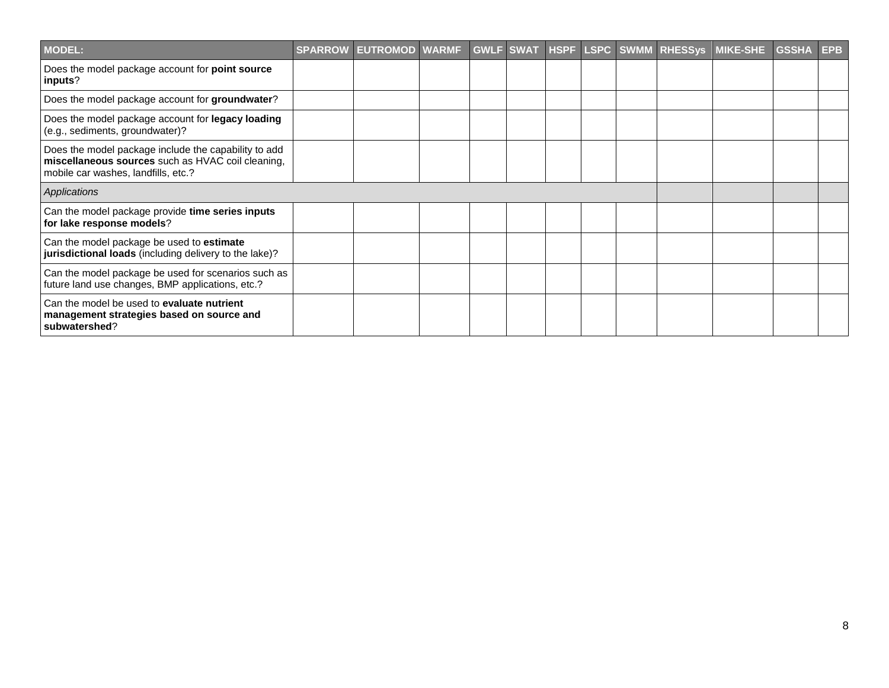| MODEL: | SPARROW | EUTROMOD | WARMF | GWLF | SWAT | HSPF | LSPC | SWMM | RHESSys | MIKE-SHE | GSSHA | EPB |
|---|---|---|---|---|---|---|---|---|---|---|---|---|
| Does the model package account for **point source inputs**? | | | | | | | | | | | | |
| Does the model package account for **groundwater**? | | | | | | | | | | | | |
| Does the model package account for **legacy loading** (e.g., sediments, groundwater)? | | | | | | | | | | | | |
| Does the model package include the capability to add **miscellaneous sources** such as HVAC coil cleaning, mobile car washes, landfills, etc.? | | | | | | | | | | | | |
| *Applications* | | | | | | | | | | | | |
| Can the model package provide **time series inputs for lake response models**? | | | | | | | | | | | | |
| Can the model package be used to **estimate jurisdictional loads** (including delivery to the lake)? | | | | | | | | | | | | |
| Can the model package be used for scenarios such as future land use changes, BMP applications, etc.? | | | | | | | | | | | | |
| Can the model be used to **evaluate nutrient management strategies based on source and subwatershed**? | | | | | | | | | | | | |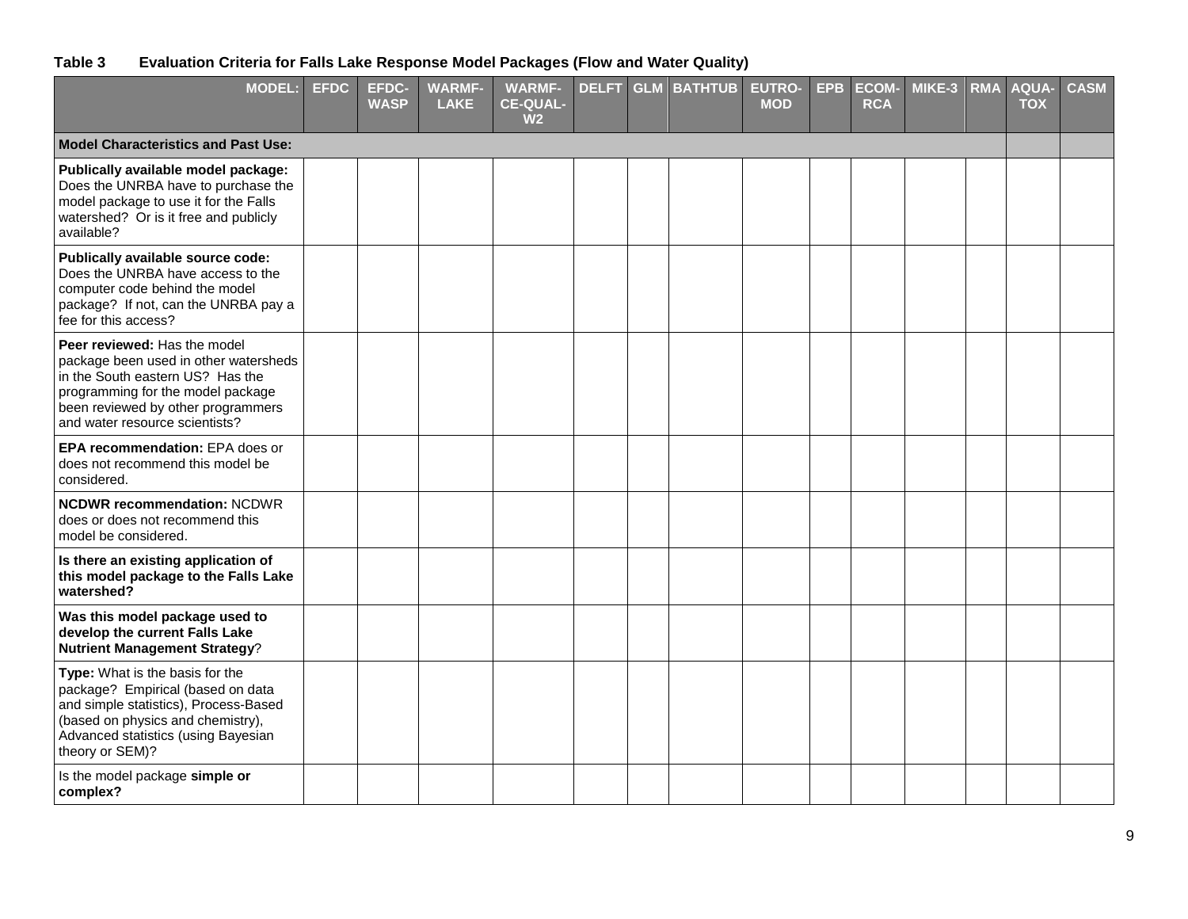**Table 3 Evaluation Criteria for Falls Lake Response Model Packages (Flow and Water Quality)**

| MODEL: | EFDC | EFDC-WASP | WARMF-LAKE | WARMF-CE-QUAL-W2 | DELFT | GLM | BATHTUB | EUTRO-MOD | EPB | ECOM-RCA | MIKE-3 | RMA | AQUA-TOX | CASM |
|---|---|---|---|---|---|---|---|---|---|---|---|---|---|---|
| **Model Characteristics and Past Use:** | | | | | | | | | | | | | | |
| **Publically available model package:** Does the UNRBA have to purchase the model package to use it for the Falls watershed? Or is it free and publicly available? | | | | | | | | | | | | | | |
| **Publically available source code:** Does the UNRBA have access to the computer code behind the model package? If not, can the UNRBA pay a fee for this access? | | | | | | | | | | | | | | |
| **Peer reviewed:** Has the model package been used in other watersheds in the South eastern US? Has the programming for the model package been reviewed by other programmers and water resource scientists? | | | | | | | | | | | | | | |
| **EPA recommendation:** EPA does or does not recommend this model be considered. | | | | | | | | | | | | | | |
| **NCDWR recommendation:** NCDWR does or does not recommend this model be considered. | | | | | | | | | | | | | | |
| **Is there an existing application of this model package to the Falls Lake watershed?** | | | | | | | | | | | | | | |
| **Was this model package used to develop the current Falls Lake Nutrient Management Strategy**? | | | | | | | | | | | | | | |
| **Type:** What is the basis for the package? Empirical (based on data and simple statistics), Process-Based (based on physics and chemistry), Advanced statistics (using Bayesian theory or SEM)? | | | | | | | | | | | | | | |
| Is the model package **simple or complex?** | | | | | | | | | | | | | | |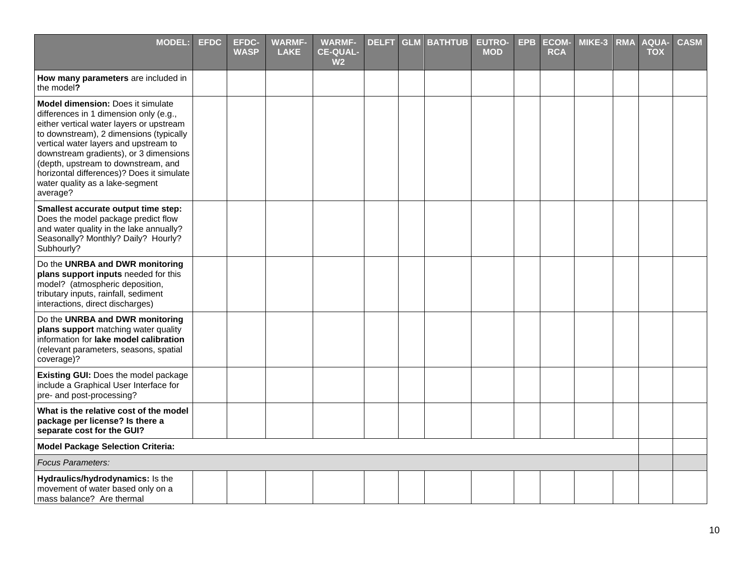| MODEL: | EFDC | EFDC-WASP | WARMF-LAKE | WARMF-CE-QUAL-W2 | DELFT | GLM | BATHTUB | EUTRO-MOD | EPB | ECOM-RCA | MIKE-3 | RMA | AQUA-TOX | CASM |
|---|---|---|---|---|---|---|---|---|---|---|---|---|---|---|
| **How many parameters** are included in the model**?** | | | | | | | | | | | | | | |
| **Model dimension:** Does it simulate differences in 1 dimension only (e.g., either vertical water layers or upstream to downstream), 2 dimensions (typically vertical water layers and upstream to downstream gradients), or 3 dimensions (depth, upstream to downstream, and horizontal differences)? Does it simulate water quality as a lake-segment average? | | | | | | | | | | | | | | |
| **Smallest accurate output time step:** Does the model package predict flow and water quality in the lake annually? Seasonally? Monthly? Daily? Hourly? Subhourly? | | | | | | | | | | | | | | |
| Do the **UNRBA and DWR monitoring plans support inputs** needed for this model? (atmospheric deposition, tributary inputs, rainfall, sediment interactions, direct discharges) | | | | | | | | | | | | | | |
| Do the **UNRBA and DWR monitoring plans support** matching water quality information for **lake model calibration** (relevant parameters, seasons, spatial coverage)? | | | | | | | | | | | | | | |
| **Existing GUI:** Does the model package include a Graphical User Interface for pre- and post-processing? | | | | | | | | | | | | | | |
| **What is the relative cost of the model package per license? Is there a separate cost for the GUI?** | | | | | | | | | | | | | | |
| **Model Package Selection Criteria:** | | | | | | | | | | | | | | |
| *Focus Parameters:* | | | | | | | | | | | | | | |
| **Hydraulics/hydrodynamics:** Is the movement of water based only on a mass balance? Are thermal | | | | | | | | | | | | | | |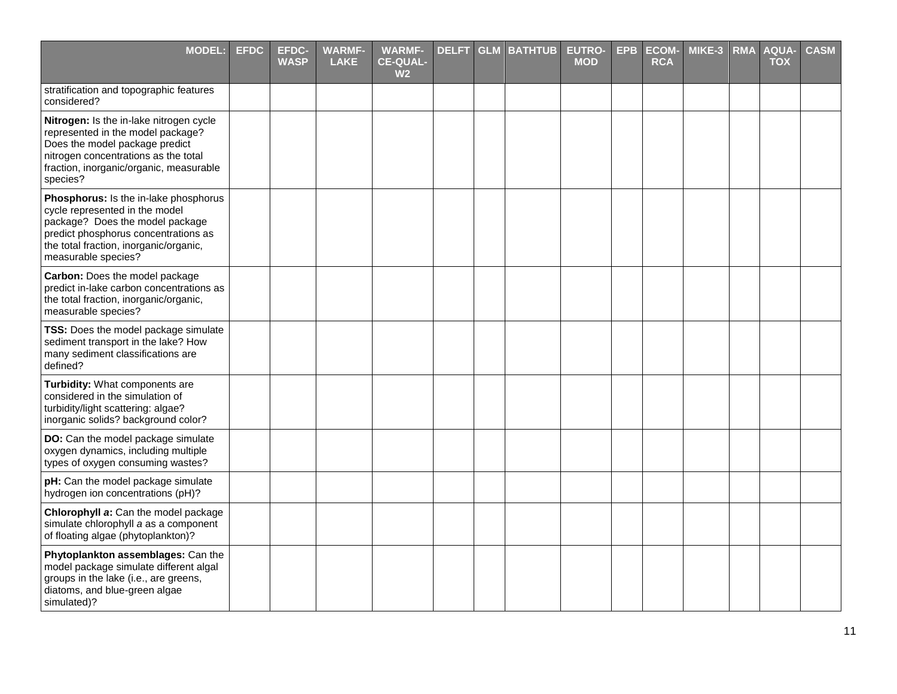| MODEL: | EFDC | EFDC-WASP | WARMF-LAKE | WARMF-CE-QUAL-W2 | DELFT | GLM | BATHTUB | EUTRO-MOD | EPB | ECOM-RCA | MIKE-3 | RMA | AQUA-TOX | CASM |
|---|---|---|---|---|---|---|---|---|---|---|---|---|---|---|
| stratification and topographic features considered? | | | | | | | | | | | | | | |
| **Nitrogen:** Is the in-lake nitrogen cycle represented in the model package? Does the model package predict nitrogen concentrations as the total fraction, inorganic/organic, measurable species? | | | | | | | | | | | | | | |
| **Phosphorus:** Is the in-lake phosphorus cycle represented in the model package? Does the model package predict phosphorus concentrations as the total fraction, inorganic/organic, measurable species? | | | | | | | | | | | | | | |
| **Carbon:** Does the model package predict in-lake carbon concentrations as the total fraction, inorganic/organic, measurable species? | | | | | | | | | | | | | | |
| **TSS:** Does the model package simulate sediment transport in the lake? How many sediment classifications are defined? | | | | | | | | | | | | | | |
| **Turbidity:** What components are considered in the simulation of turbidity/light scattering: algae? inorganic solids? background color? | | | | | | | | | | | | | | |
| **DO:** Can the model package simulate oxygen dynamics, including multiple types of oxygen consuming wastes? | | | | | | | | | | | | | | |
| **pH:** Can the model package simulate hydrogen ion concentrations (pH)? | | | | | | | | | | | | | | |
| **Chlorophyll *a*:** Can the model package simulate chlorophyll *a* as a component of floating algae (phytoplankton)? | | | | | | | | | | | | | | |
| **Phytoplankton assemblages:** Can the model package simulate different algal groups in the lake (i.e., are greens, diatoms, and blue-green algae simulated)? | | | | | | | | | | | | | | |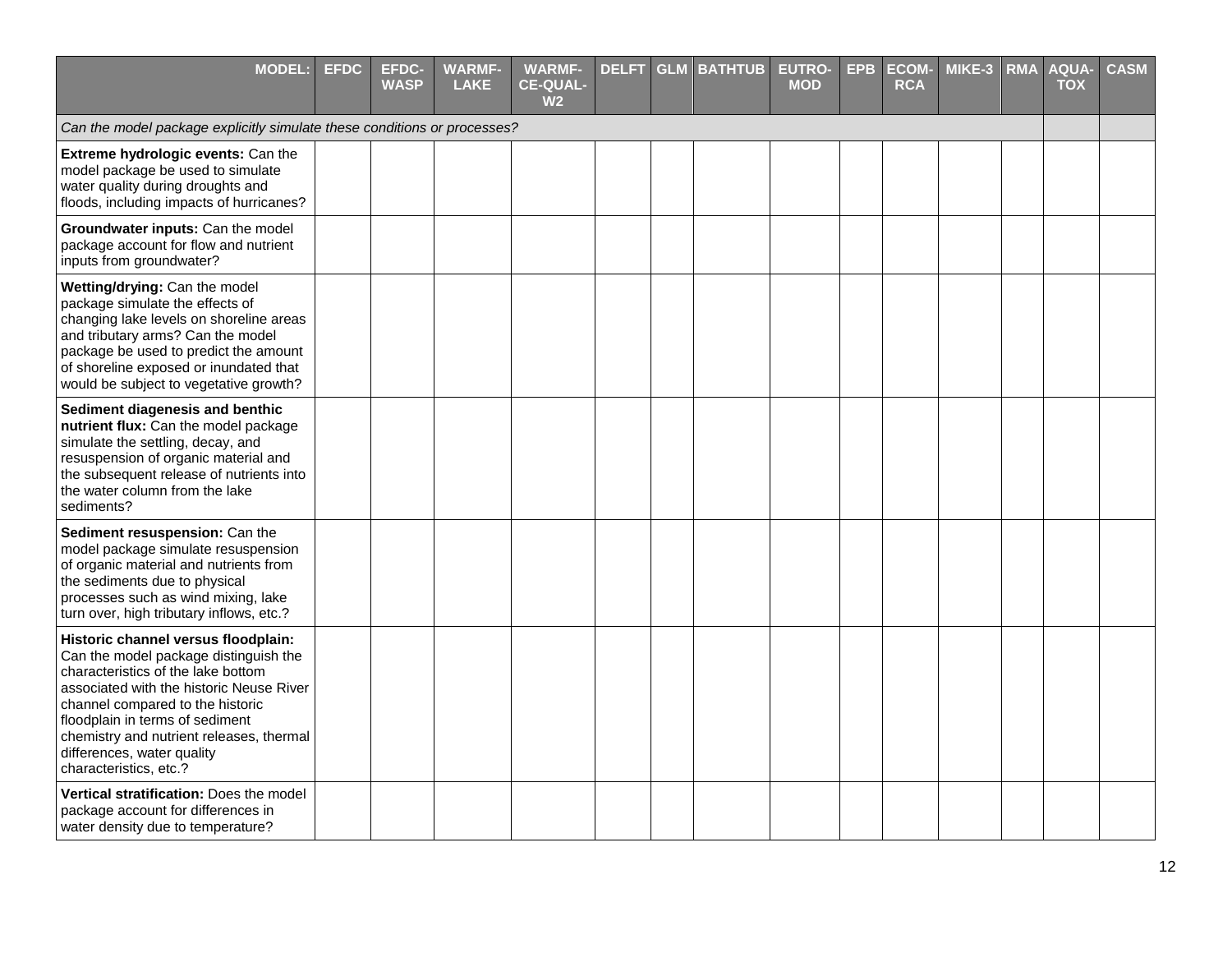| MODEL: | EFDC | EFDC-WASP | WARMF-LAKE | WARMF-CE-QUAL-W2 | DELFT | GLM | BATHTUB | EUTRO-MOD | EPB | ECOM-RCA | MIKE-3 | RMA | AQUA-TOX | CASM |
|---|---|---|---|---|---|---|---|---|---|---|---|---|---|---|
| *Can the model package explicitly simulate these conditions or processes?* | | | | | | | | | | | | | | |
| **Extreme hydrologic events:** Can the model package be used to simulate water quality during droughts and floods, including impacts of hurricanes? | | | | | | | | | | | | | | |
| **Groundwater inputs:** Can the model package account for flow and nutrient inputs from groundwater? | | | | | | | | | | | | | | |
| **Wetting/drying:** Can the model package simulate the effects of changing lake levels on shoreline areas and tributary arms? Can the model package be used to predict the amount of shoreline exposed or inundated that would be subject to vegetative growth? | | | | | | | | | | | | | | |
| **Sediment diagenesis and benthic nutrient flux:** Can the model package simulate the settling, decay, and resuspension of organic material and the subsequent release of nutrients into the water column from the lake sediments? | | | | | | | | | | | | | | |
| **Sediment resuspension:** Can the model package simulate resuspension of organic material and nutrients from the sediments due to physical processes such as wind mixing, lake turn over, high tributary inflows, etc.? | | | | | | | | | | | | | | |
| **Historic channel versus floodplain:** Can the model package distinguish the characteristics of the lake bottom associated with the historic Neuse River channel compared to the historic floodplain in terms of sediment chemistry and nutrient releases, thermal differences, water quality characteristics, etc.? | | | | | | | | | | | | | | |
| **Vertical stratification:** Does the model package account for differences in water density due to temperature? | | | | | | | | | | | | | | |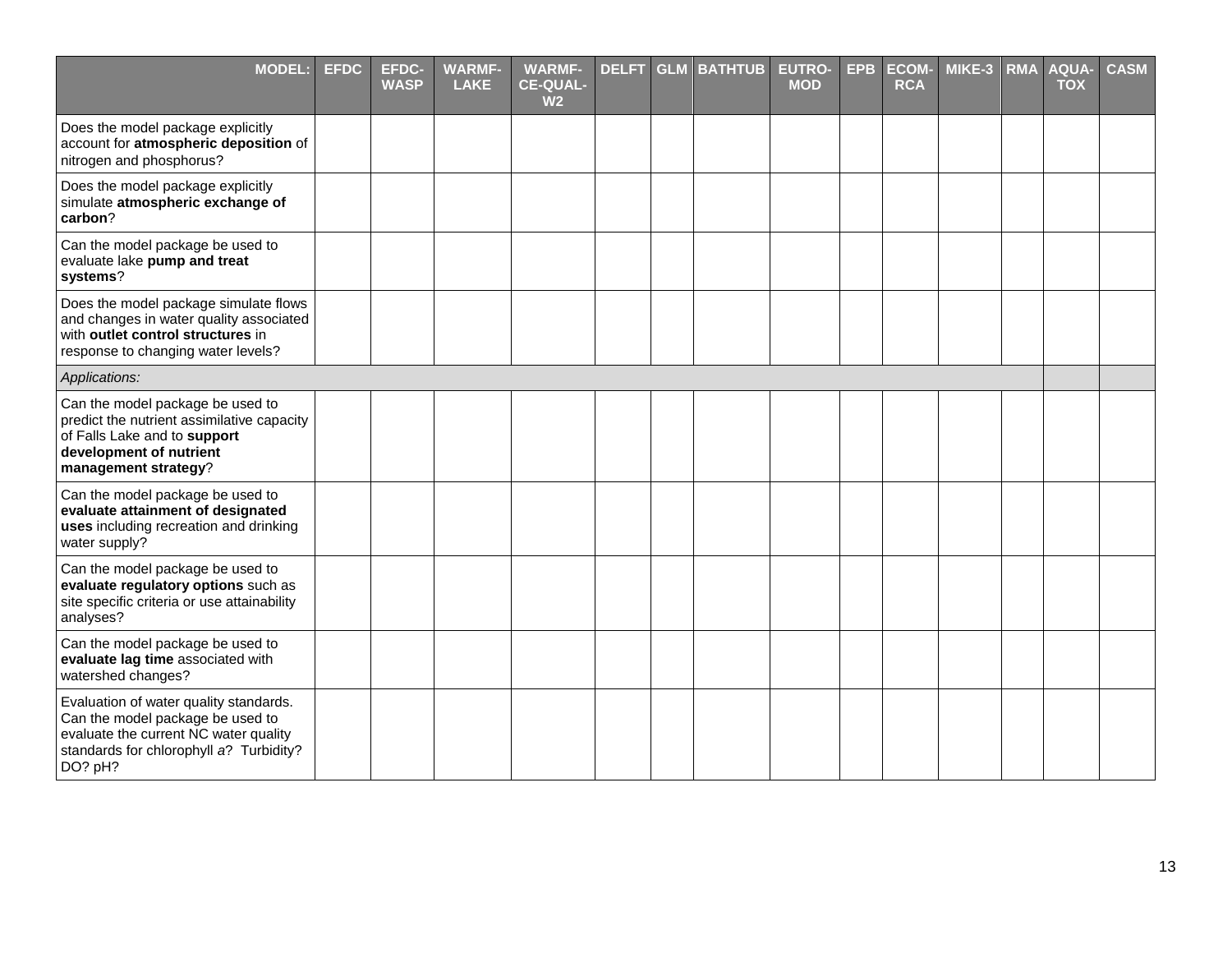| MODEL: | EFDC | EFDC-WASP | WARMF-LAKE | WARMF-CE-QUAL-W2 | DELFT | GLM | BATHTUB | EUTRO-MOD | EPB | ECOM-RCA | MIKE-3 | RMA | AQUA-TOX | CASM |
|---|---|---|---|---|---|---|---|---|---|---|---|---|---|---|
| Does the model package explicitly account for **atmospheric deposition** of nitrogen and phosphorus? | | | | | | | | | | | | | | |
| Does the model package explicitly simulate **atmospheric exchange of carbon**? | | | | | | | | | | | | | | |
| Can the model package be used to evaluate lake **pump and treat systems**? | | | | | | | | | | | | | | |
| Does the model package simulate flows and changes in water quality associated with **outlet control structures** in response to changing water levels? | | | | | | | | | | | | | | |
| *Applications:* | | | | | | | | | | | | | | |
| Can the model package be used to predict the nutrient assimilative capacity of Falls Lake and to **support development of nutrient management strategy**? | | | | | | | | | | | | | | |
| Can the model package be used to **evaluate attainment of designated uses** including recreation and drinking water supply? | | | | | | | | | | | | | | |
| Can the model package be used to **evaluate regulatory options** such as site specific criteria or use attainability analyses? | | | | | | | | | | | | | | |
| Can the model package be used to **evaluate lag time** associated with watershed changes? | | | | | | | | | | | | | | |
| Evaluation of water quality standards. Can the model package be used to evaluate the current NC water quality standards for chlorophyll *a*? Turbidity? DO? pH? | | | | | | | | | | | | | | |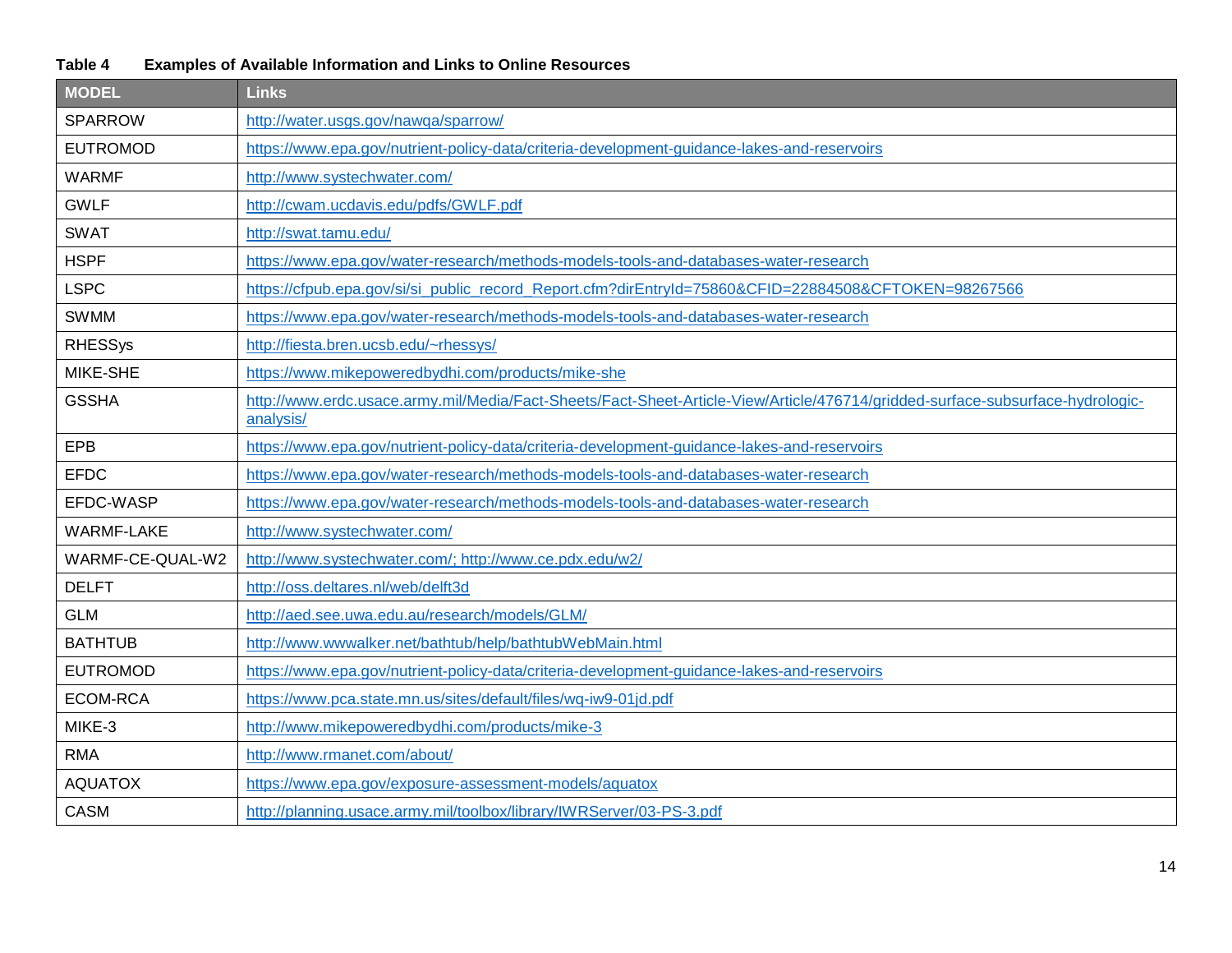**Table 4 Examples of Available Information and Links to Online Resources**

| MODEL | Links |
|---|---|
| SPARROW | http://water.usgs.gov/nawqa/sparrow/ |
| EUTROMOD | https://www.epa.gov/nutrient-policy-data/criteria-development-guidance-lakes-and-reservoirs |
| WARMF | http://www.systechwater.com/ |
| GWLF | http://cwam.ucdavis.edu/pdfs/GWLF.pdf |
| SWAT | http://swat.tamu.edu/ |
| HSPF | https://www.epa.gov/water-research/methods-models-tools-and-databases-water-research |
| LSPC | https://cfpub.epa.gov/si/si_public_record_Report.cfm?dirEntryId=75860&CFID=22884508&CFTOKEN=98267566 |
| SWMM | https://www.epa.gov/water-research/methods-models-tools-and-databases-water-research |
| RHESSys | http://fiesta.bren.ucsb.edu/~rhessys/ |
| MIKE-SHE | https://www.mikepoweredbydhi.com/products/mike-she |
| GSSHA | http://www.erdc.usace.army.mil/Media/Fact-Sheets/Fact-Sheet-Article-View/Article/476714/gridded-surface-subsurface-hydrologic-analysis/ |
| EPB | https://www.epa.gov/nutrient-policy-data/criteria-development-guidance-lakes-and-reservoirs |
| EFDC | https://www.epa.gov/water-research/methods-models-tools-and-databases-water-research |
| EFDC-WASP | https://www.epa.gov/water-research/methods-models-tools-and-databases-water-research |
| WARMF-LAKE | http://www.systechwater.com/ |
| WARMF-CE-QUAL-W2 | http://www.systechwater.com/; http://www.ce.pdx.edu/w2/ |
| DELFT | http://oss.deltares.nl/web/delft3d |
| GLM | http://aed.see.uwa.edu.au/research/models/GLM/ |
| BATHTUB | http://www.wwwalker.net/bathtub/help/bathtubWebMain.html |
| EUTROMOD | https://www.epa.gov/nutrient-policy-data/criteria-development-guidance-lakes-and-reservoirs |
| ECOM-RCA | https://www.pca.state.mn.us/sites/default/files/wq-iw9-01jd.pdf |
| MIKE-3 | http://www.mikepoweredbydhi.com/products/mike-3 |
| RMA | http://www.rmanet.com/about/ |
| AQUATOX | https://www.epa.gov/exposure-assessment-models/aquatox |
| CASM | http://planning.usace.army.mil/toolbox/library/IWRServer/03-PS-3.pdf |